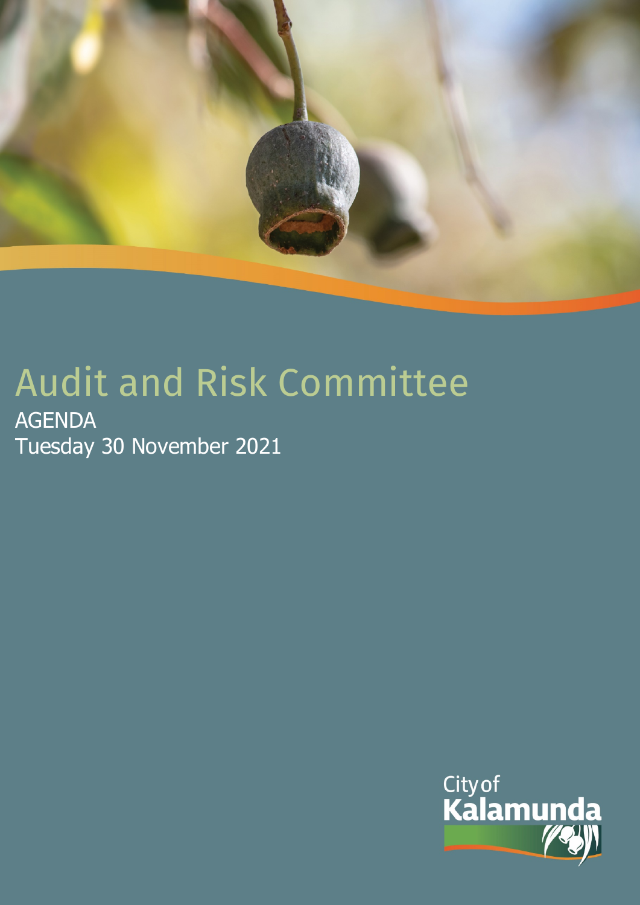# Audit and Risk Committee

AGENDA

Tuesday 30 November 2021

City of Kalamunda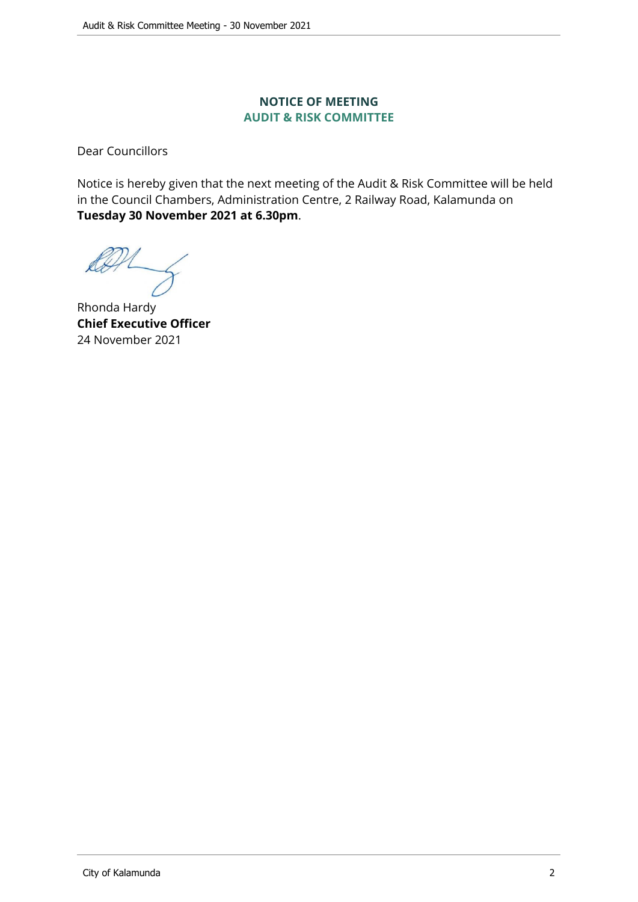## NOTICE OF MEETING
## AUDIT & RISK COMMITTEE

Dear Councillors

Notice is hereby given that the next meeting of the Audit & Risk Committee will be held in the Council Chambers, Administration Centre, 2 Railway Road, Kalamunda on **Tuesday 30 November 2021 at 6.30pm**.

Rhonda Hardy
**Chief Executive Officer**
24 November 2021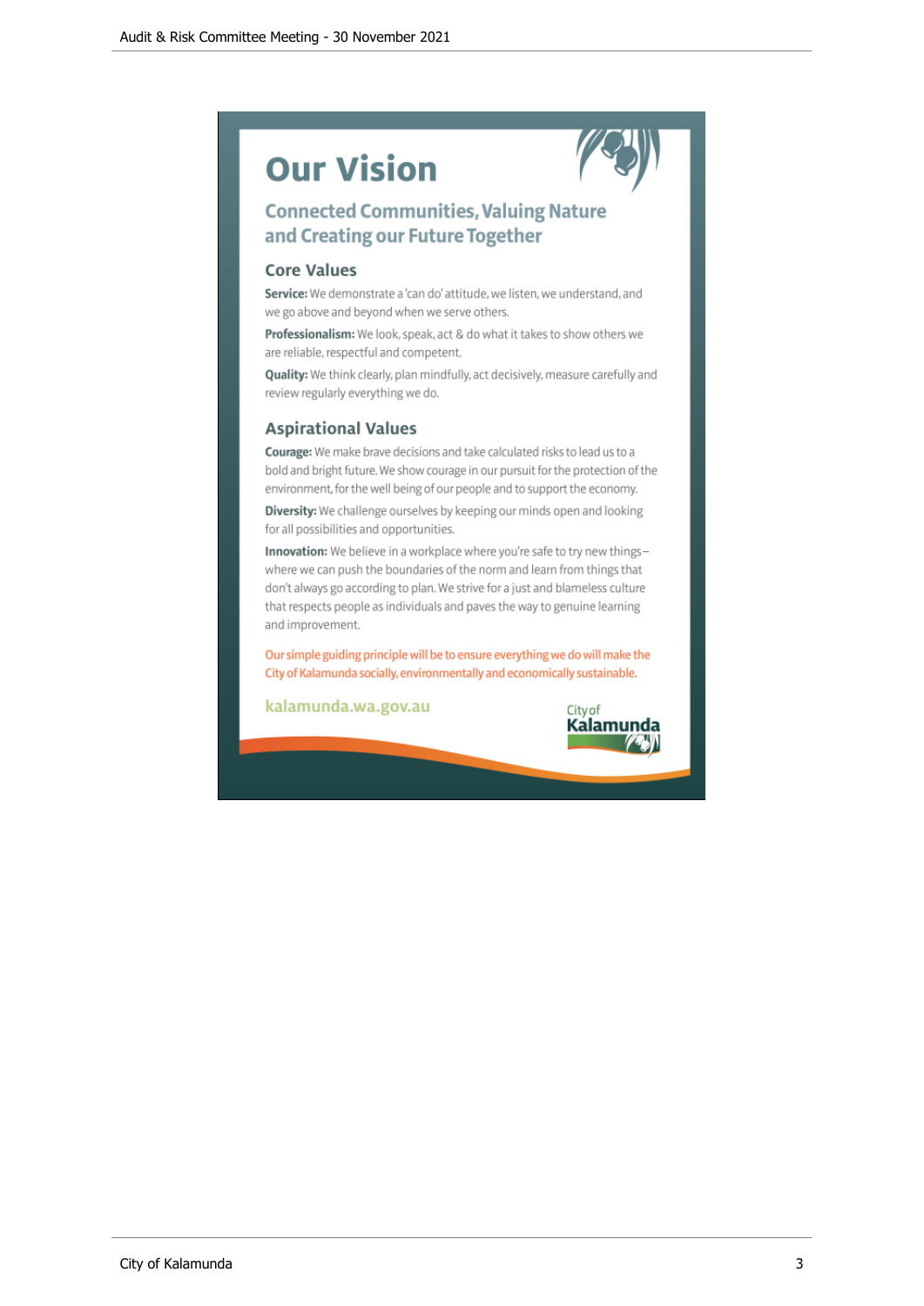# Our Vision

## Connected Communities, Valuing Nature and Creating our Future Together

### Core Values

**Service:** We demonstrate a 'can do' attitude, we listen, we understand, and we go above and beyond when we serve others.

**Professionalism:** We look, speak, act & do what it takes to show others we are reliable, respectful and competent.

**Quality:** We think clearly, plan mindfully, act decisively, measure carefully and review regularly everything we do.

### Aspirational Values

**Courage:** We make brave decisions and take calculated risks to lead us to a bold and bright future. We show courage in our pursuit for the protection of the environment, for the well being of our people and to support the economy.

**Diversity:** We challenge ourselves by keeping our minds open and looking for all possibilities and opportunities.

**Innovation:** We believe in a workplace where you're safe to try new things – where we can push the boundaries of the norm and learn from things that don't always go according to plan. We strive for a just and blameless culture that respects people as individuals and paves the way to genuine learning and improvement.

Our simple guiding principle will be to ensure everything we do will make the City of Kalamunda socially, environmentally and economically sustainable.

kalamunda.wa.gov.au

City of Kalamunda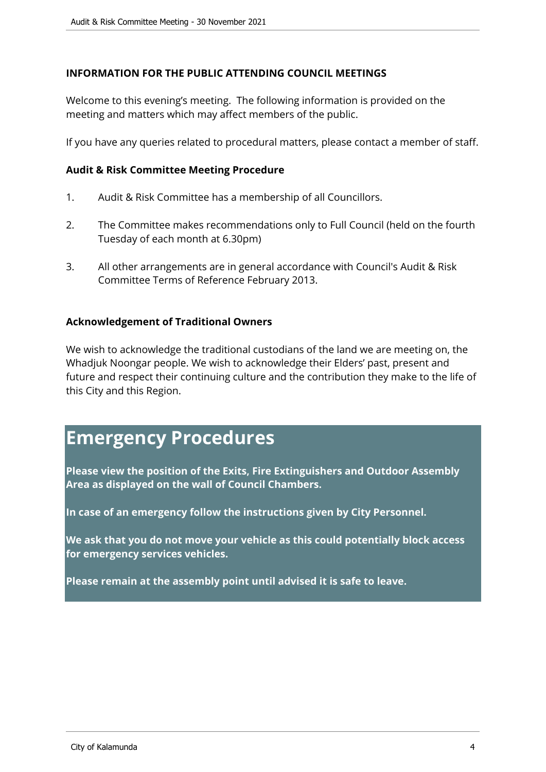## INFORMATION FOR THE PUBLIC ATTENDING COUNCIL MEETINGS

Welcome to this evening's meeting. The following information is provided on the meeting and matters which may affect members of the public.

If you have any queries related to procedural matters, please contact a member of staff.

### Audit & Risk Committee Meeting Procedure

1. Audit & Risk Committee has a membership of all Councillors.
2. The Committee makes recommendations only to Full Council (held on the fourth Tuesday of each month at 6.30pm)
3. All other arrangements are in general accordance with Council's Audit & Risk Committee Terms of Reference February 2013.

### Acknowledgement of Traditional Owners

We wish to acknowledge the traditional custodians of the land we are meeting on, the Whadjuk Noongar people. We wish to acknowledge their Elders' past, present and future and respect their continuing culture and the contribution they make to the life of this City and this Region.

# Emergency Procedures

**Please view the position of the Exits, Fire Extinguishers and Outdoor Assembly Area as displayed on the wall of Council Chambers.**

**In case of an emergency follow the instructions given by City Personnel.**

**We ask that you do not move your vehicle as this could potentially block access for emergency services vehicles.**

**Please remain at the assembly point until advised it is safe to leave.**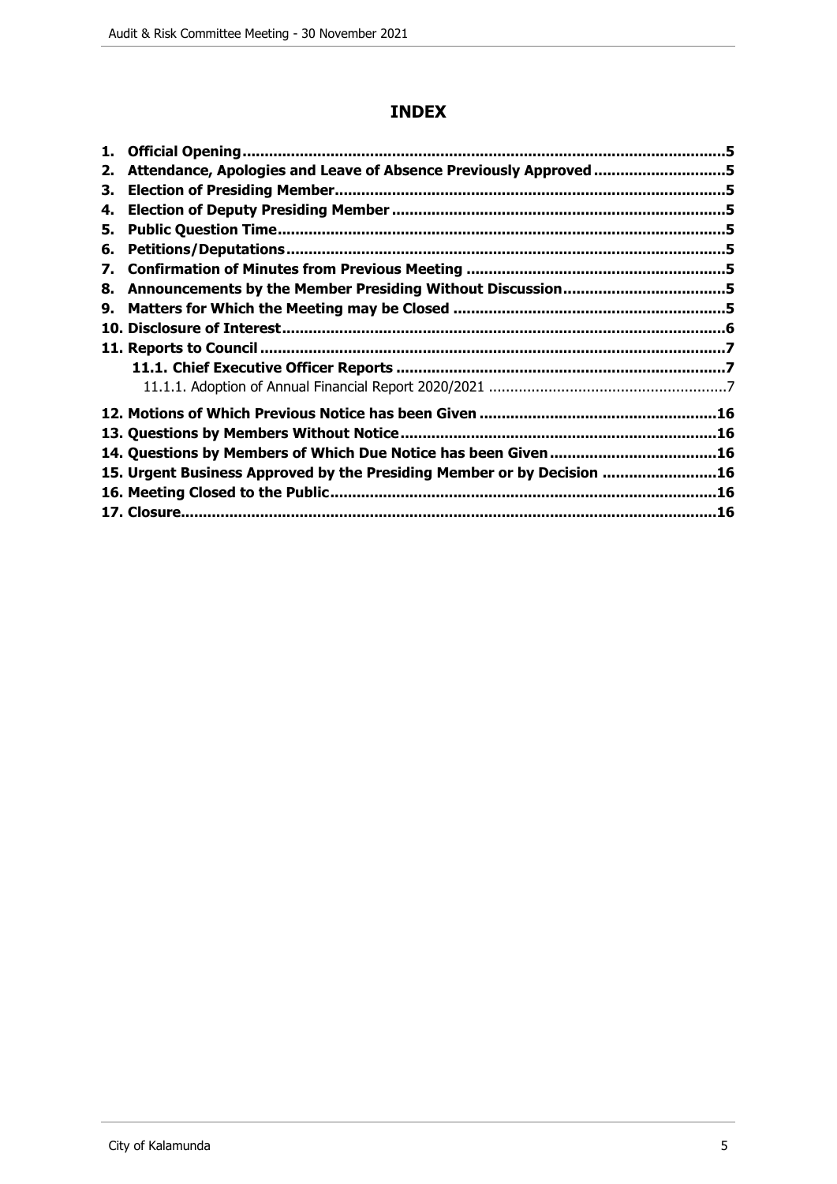# INDEX

1. **Official Opening** ..... **5**
2. **Attendance, Apologies and Leave of Absence Previously Approved** ..... **5**
3. **Election of Presiding Member** ..... **5**
4. **Election of Deputy Presiding Member** ..... **5**
5. **Public Question Time** ..... **5**
6. **Petitions/Deputations** ..... **5**
7. **Confirmation of Minutes from Previous Meeting** ..... **5**
8. **Announcements by the Member Presiding Without Discussion** ..... **5**
9. **Matters for Which the Meeting may be Closed** ..... **5**
10. **Disclosure of Interest** ..... **6**
11. **Reports to Council** ..... **7**
    - **11.1. Chief Executive Officer Reports** ..... **7**
        - 11.1.1. Adoption of Annual Financial Report 2020/2021 ..... 7
12. **Motions of Which Previous Notice has been Given** ..... **16**
13. **Questions by Members Without Notice** ..... **16**
14. **Questions by Members of Which Due Notice has been Given** ..... **16**
15. **Urgent Business Approved by the Presiding Member or by Decision** ..... **16**
16. **Meeting Closed to the Public** ..... **16**
17. **Closure** ..... **16**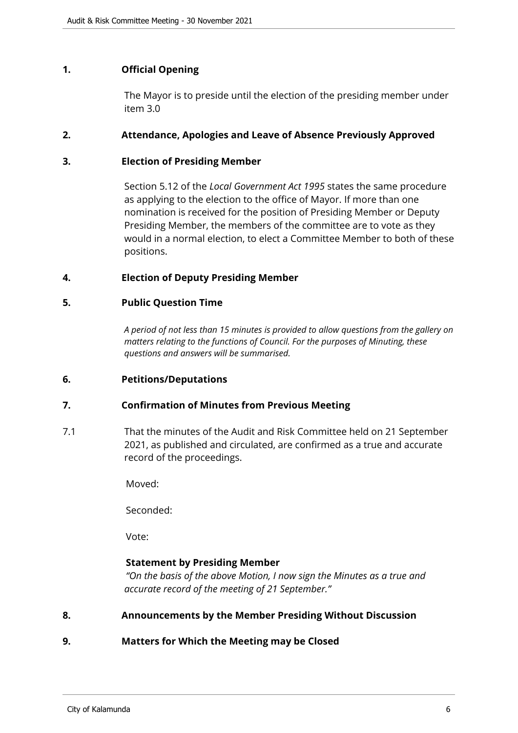## 1. Official Opening

The Mayor is to preside until the election of the presiding member under item 3.0

## 2. Attendance, Apologies and Leave of Absence Previously Approved

## 3. Election of Presiding Member

Section 5.12 of the *Local Government Act 1995* states the same procedure as applying to the election to the office of Mayor. If more than one nomination is received for the position of Presiding Member or Deputy Presiding Member, the members of the committee are to vote as they would in a normal election, to elect a Committee Member to both of these positions.

## 4. Election of Deputy Presiding Member

## 5. Public Question Time

*A period of not less than 15 minutes is provided to allow questions from the gallery on matters relating to the functions of Council. For the purposes of Minuting, these questions and answers will be summarised.*

## 6. Petitions/Deputations

## 7. Confirmation of Minutes from Previous Meeting

7.1 That the minutes of the Audit and Risk Committee held on 21 September 2021, as published and circulated, are confirmed as a true and accurate record of the proceedings.

Moved:

Seconded:

Vote:

**Statement by Presiding Member**
*"On the basis of the above Motion, I now sign the Minutes as a true and accurate record of the meeting of 21 September."*

## 8. Announcements by the Member Presiding Without Discussion

## 9. Matters for Which the Meeting may be Closed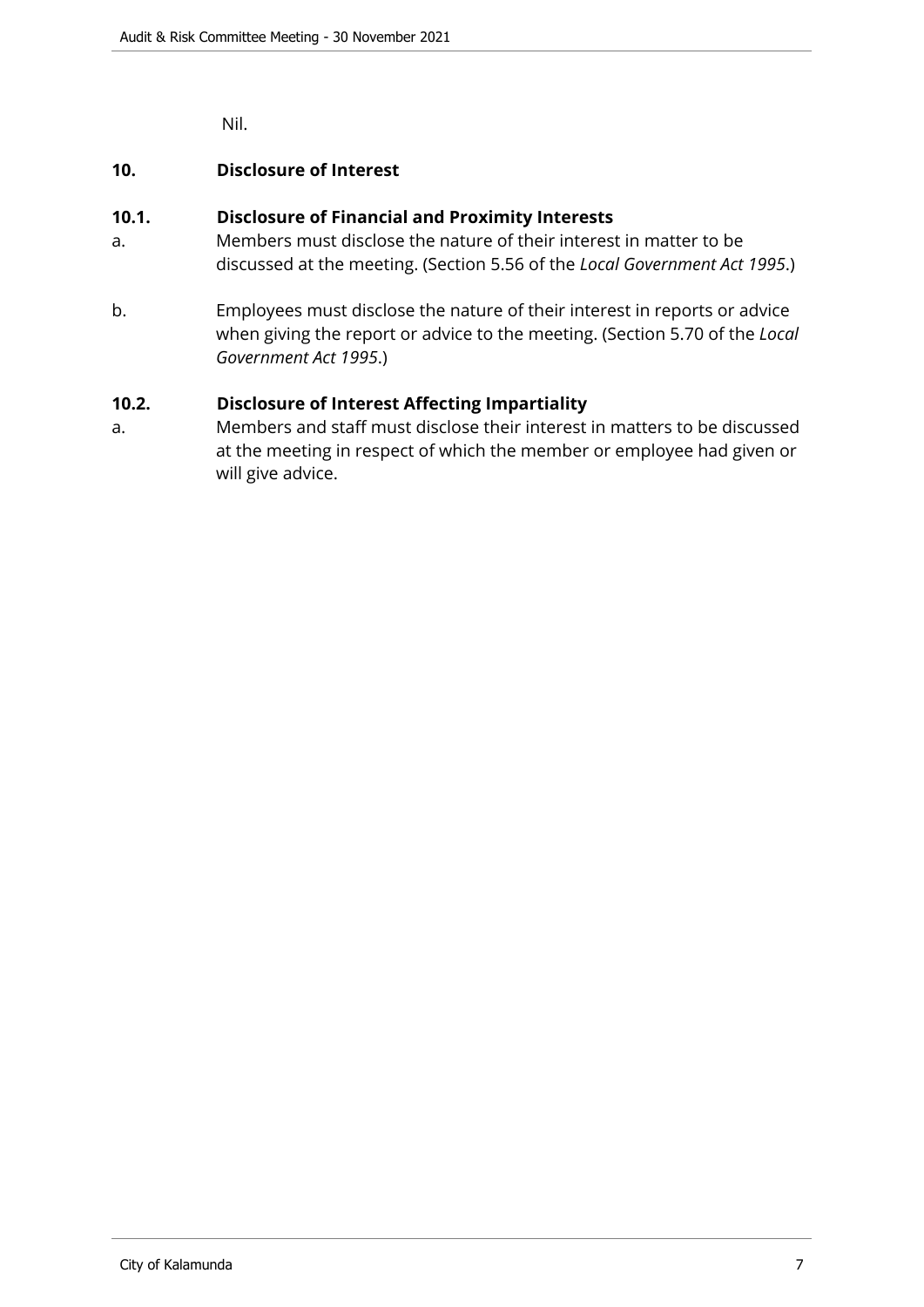Nil.

## 10. Disclosure of Interest

### 10.1. Disclosure of Financial and Proximity Interests

a. Members must disclose the nature of their interest in matter to be discussed at the meeting. (Section 5.56 of the *Local Government Act 1995*.)

b. Employees must disclose the nature of their interest in reports or advice when giving the report or advice to the meeting. (Section 5.70 of the *Local Government Act 1995*.)

### 10.2. Disclosure of Interest Affecting Impartiality

a. Members and staff must disclose their interest in matters to be discussed at the meeting in respect of which the member or employee had given or will give advice.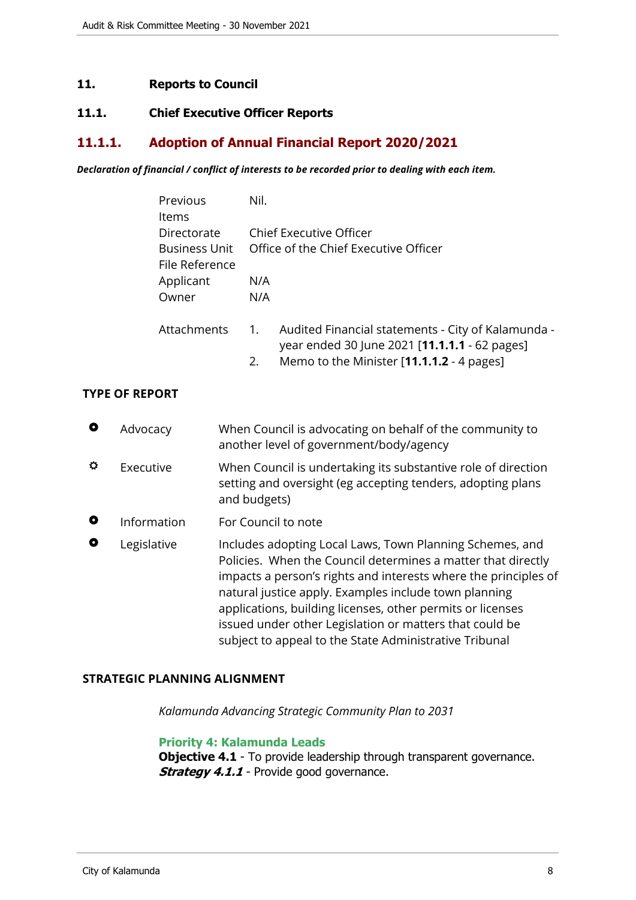## 11. Reports to Council

### 11.1. Chief Executive Officer Reports

### 11.1.1. Adoption of Annual Financial Report 2020/2021

***Declaration of financial / conflict of interests to be recorded prior to dealing with each item.***

| | |
|---|---|
| Previous Items | Nil. |
| Directorate | Chief Executive Officer |
| Business Unit | Office of the Chief Executive Officer |
| File Reference | |
| Applicant | N/A |
| Owner | N/A |
| Attachments | 1. Audited Financial statements - City of Kalamunda - year ended 30 June 2021 [**11.1.1.1** - 62 pages] |
| | 2. Memo to the Minister [**11.1.1.2** - 4 pages] |

**TYPE OF REPORT**

| | | |
|---|---|---|
| ○ | Advocacy | When Council is advocating on behalf of the community to another level of government/body/agency |
| ✓ | Executive | When Council is undertaking its substantive role of direction setting and oversight (eg accepting tenders, adopting plans and budgets) |
| ○ | Information | For Council to note |
| ○ | Legislative | Includes adopting Local Laws, Town Planning Schemes, and Policies. When the Council determines a matter that directly impacts a person's rights and interests where the principles of natural justice apply. Examples include town planning applications, building licenses, other permits or licenses issued under other Legislation or matters that could be subject to appeal to the State Administrative Tribunal |

**STRATEGIC PLANNING ALIGNMENT**

*Kalamunda Advancing Strategic Community Plan to 2031*

**Priority 4: Kalamunda Leads**
**Objective 4.1** - To provide leadership through transparent governance.
***Strategy 4.1.1*** - Provide good governance.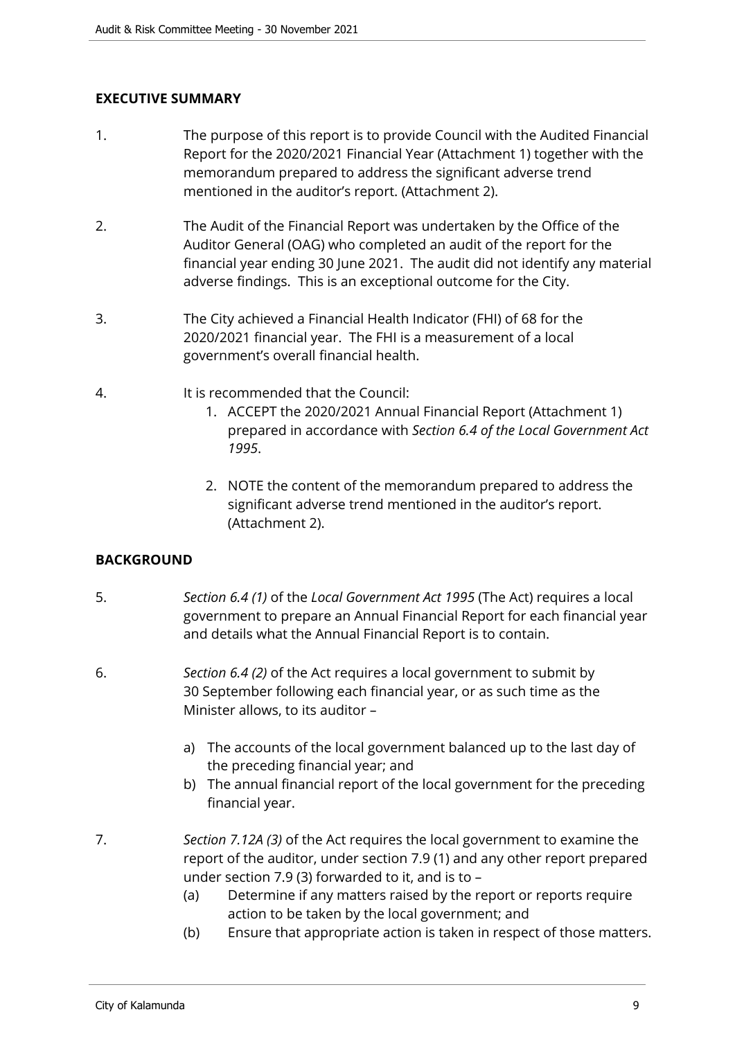## EXECUTIVE SUMMARY

1. The purpose of this report is to provide Council with the Audited Financial Report for the 2020/2021 Financial Year (Attachment 1) together with the memorandum prepared to address the significant adverse trend mentioned in the auditor's report. (Attachment 2).

2. The Audit of the Financial Report was undertaken by the Office of the Auditor General (OAG) who completed an audit of the report for the financial year ending 30 June 2021. The audit did not identify any material adverse findings. This is an exceptional outcome for the City.

3. The City achieved a Financial Health Indicator (FHI) of 68 for the 2020/2021 financial year. The FHI is a measurement of a local government's overall financial health.

4. It is recommended that the Council:
   1. ACCEPT the 2020/2021 Annual Financial Report (Attachment 1) prepared in accordance with *Section 6.4 of the Local Government Act 1995*.
   2. NOTE the content of the memorandum prepared to address the significant adverse trend mentioned in the auditor's report. (Attachment 2).

## BACKGROUND

5. *Section 6.4 (1)* of the *Local Government Act 1995* (The Act) requires a local government to prepare an Annual Financial Report for each financial year and details what the Annual Financial Report is to contain.

6. *Section 6.4 (2)* of the Act requires a local government to submit by 30 September following each financial year, or as such time as the Minister allows, to its auditor –

   a) The accounts of the local government balanced up to the last day of the preceding financial year; and
   b) The annual financial report of the local government for the preceding financial year.

7. *Section 7.12A (3)* of the Act requires the local government to examine the report of the auditor, under section 7.9 (1) and any other report prepared under section 7.9 (3) forwarded to it, and is to –
   (a) Determine if any matters raised by the report or reports require action to be taken by the local government; and
   (b) Ensure that appropriate action is taken in respect of those matters.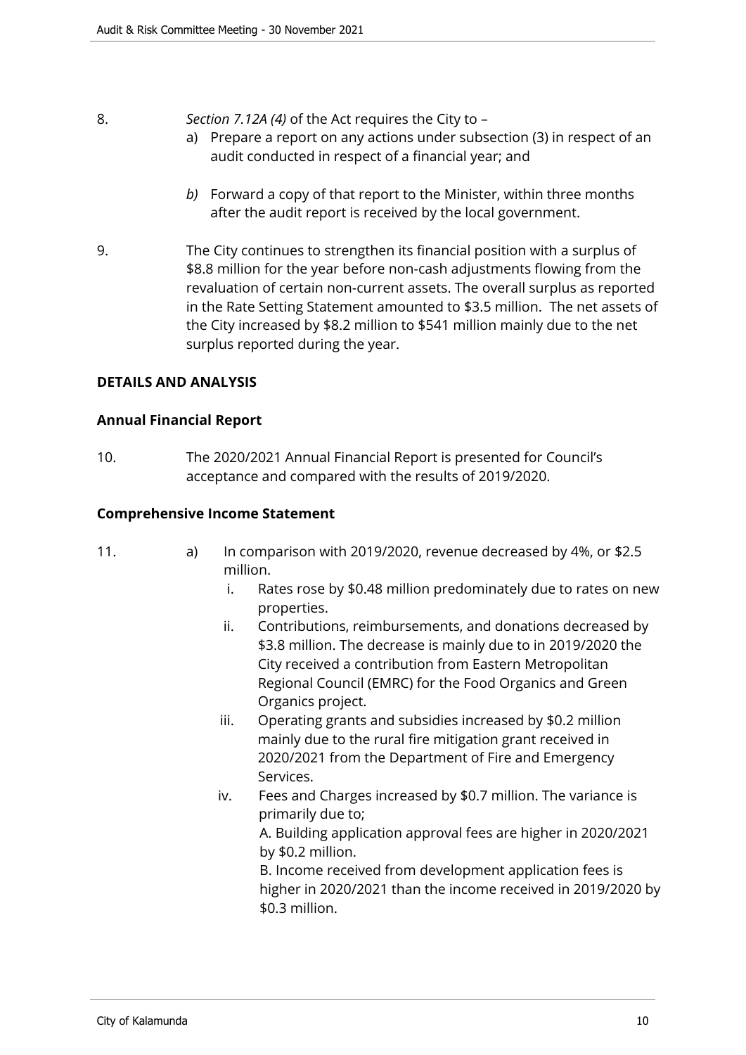8. *Section 7.12A (4)* of the Act requires the City to –

   a) Prepare a report on any actions under subsection (3) in respect of an audit conducted in respect of a financial year; and

   *b)* Forward a copy of that report to the Minister, within three months after the audit report is received by the local government.

9. The City continues to strengthen its financial position with a surplus of $8.8 million for the year before non-cash adjustments flowing from the revaluation of certain non-current assets. The overall surplus as reported in the Rate Setting Statement amounted to $3.5 million. The net assets of the City increased by $8.2 million to $541 million mainly due to the net surplus reported during the year.

**DETAILS AND ANALYSIS**

**Annual Financial Report**

10. The 2020/2021 Annual Financial Report is presented for Council's acceptance and compared with the results of 2019/2020.

**Comprehensive Income Statement**

11. a) In comparison with 2019/2020, revenue decreased by 4%, or $2.5 million.

   i. Rates rose by $0.48 million predominately due to rates on new properties.

   ii. Contributions, reimbursements, and donations decreased by $3.8 million. The decrease is mainly due to in 2019/2020 the City received a contribution from Eastern Metropolitan Regional Council (EMRC) for the Food Organics and Green Organics project.

   iii. Operating grants and subsidies increased by $0.2 million mainly due to the rural fire mitigation grant received in 2020/2021 from the Department of Fire and Emergency Services.

   iv. Fees and Charges increased by $0.7 million. The variance is primarily due to;

   A. Building application approval fees are higher in 2020/2021 by $0.2 million.

   B. Income received from development application fees is higher in 2020/2021 than the income received in 2019/2020 by $0.3 million.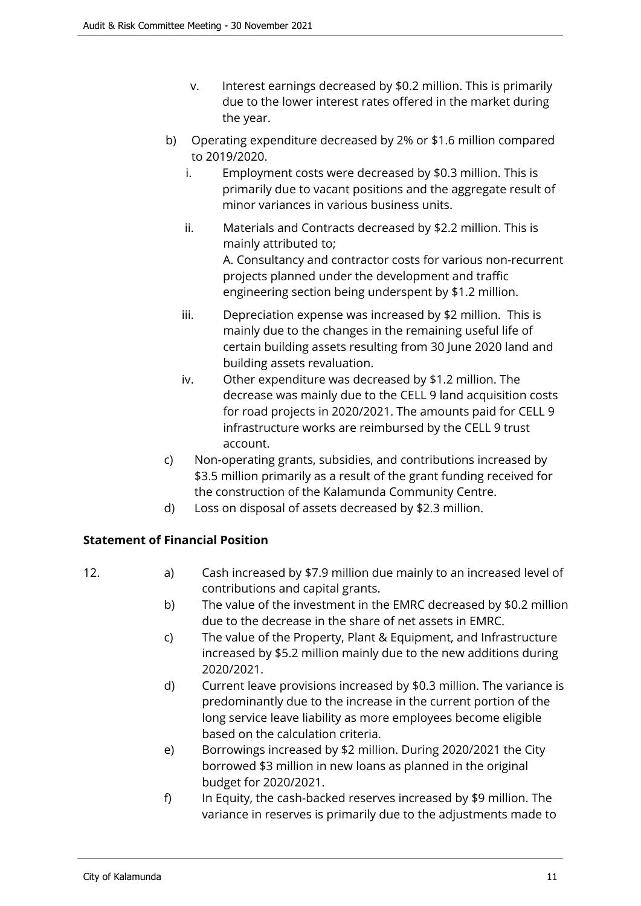v. Interest earnings decreased by $0.2 million. This is primarily due to the lower interest rates offered in the market during the year.

b) Operating expenditure decreased by 2% or $1.6 million compared to 2019/2020.

   i. Employment costs were decreased by $0.3 million. This is primarily due to vacant positions and the aggregate result of minor variances in various business units.

   ii. Materials and Contracts decreased by $2.2 million. This is mainly attributed to;
   A. Consultancy and contractor costs for various non-recurrent projects planned under the development and traffic engineering section being underspent by $1.2 million.

   iii. Depreciation expense was increased by $2 million. This is mainly due to the changes in the remaining useful life of certain building assets resulting from 30 June 2020 land and building assets revaluation.

   iv. Other expenditure was decreased by $1.2 million. The decrease was mainly due to the CELL 9 land acquisition costs for road projects in 2020/2021. The amounts paid for CELL 9 infrastructure works are reimbursed by the CELL 9 trust account.

c) Non-operating grants, subsidies, and contributions increased by $3.5 million primarily as a result of the grant funding received for the construction of the Kalamunda Community Centre.

d) Loss on disposal of assets decreased by $2.3 million.

**Statement of Financial Position**

12.

a) Cash increased by $7.9 million due mainly to an increased level of contributions and capital grants.

b) The value of the investment in the EMRC decreased by $0.2 million due to the decrease in the share of net assets in EMRC.

c) The value of the Property, Plant & Equipment, and Infrastructure increased by $5.2 million mainly due to the new additions during 2020/2021.

d) Current leave provisions increased by $0.3 million. The variance is predominantly due to the increase in the current portion of the long service leave liability as more employees become eligible based on the calculation criteria.

e) Borrowings increased by $2 million. During 2020/2021 the City borrowed $3 million in new loans as planned in the original budget for 2020/2021.

f) In Equity, the cash-backed reserves increased by $9 million. The variance in reserves is primarily due to the adjustments made to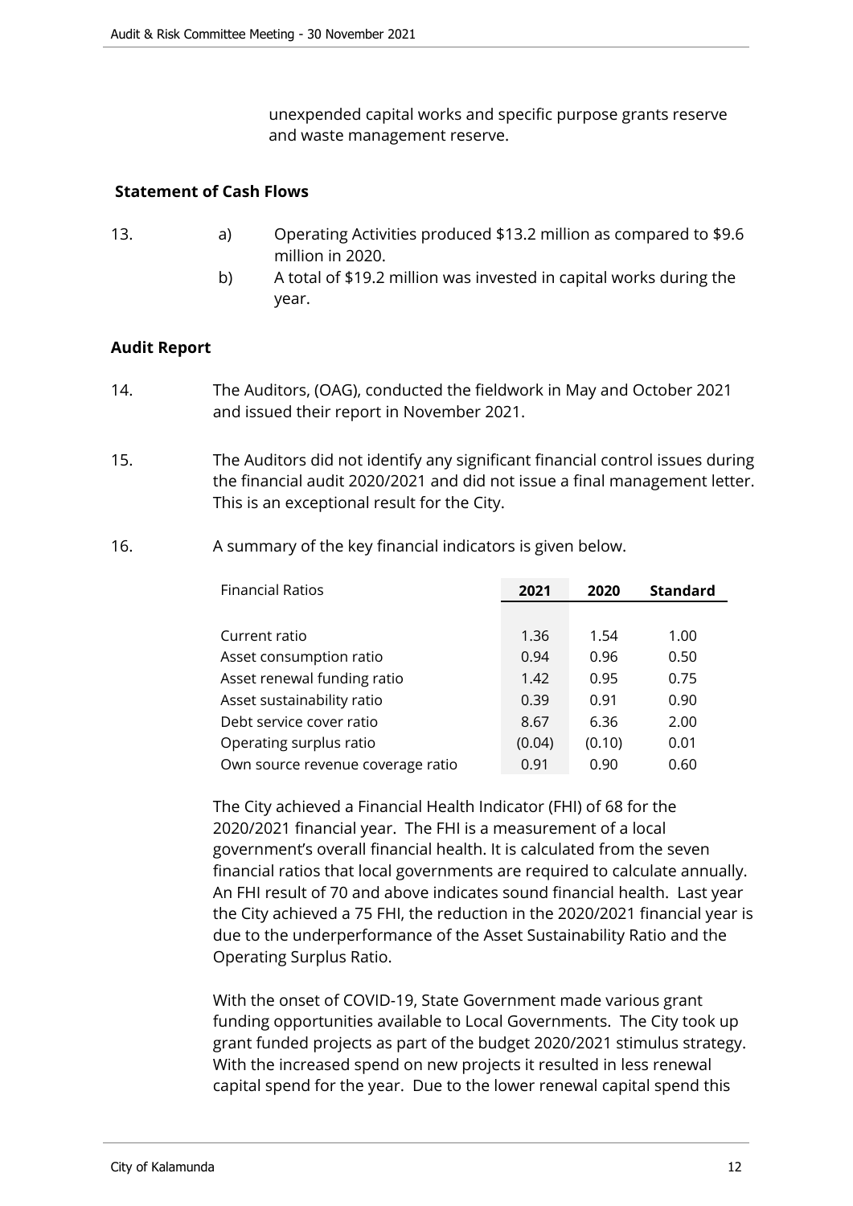unexpended capital works and specific purpose grants reserve and waste management reserve.

**Statement of Cash Flows**

13. a) Operating Activities produced $13.2 million as compared to $9.6 million in 2020.

    b) A total of $19.2 million was invested in capital works during the year.

**Audit Report**

14. The Auditors, (OAG), conducted the fieldwork in May and October 2021 and issued their report in November 2021.

15. The Auditors did not identify any significant financial control issues during the financial audit 2020/2021 and did not issue a final management letter. This is an exceptional result for the City.

16. A summary of the key financial indicators is given below.

| Financial Ratios | 2021 | 2020 | Standard |
|---|---|---|---|
| Current ratio | 1.36 | 1.54 | 1.00 |
| Asset consumption ratio | 0.94 | 0.96 | 0.50 |
| Asset renewal funding ratio | 1.42 | 0.95 | 0.75 |
| Asset sustainability ratio | 0.39 | 0.91 | 0.90 |
| Debt service cover ratio | 8.67 | 6.36 | 2.00 |
| Operating surplus ratio | (0.04) | (0.10) | 0.01 |
| Own source revenue coverage ratio | 0.91 | 0.90 | 0.60 |

The City achieved a Financial Health Indicator (FHI) of 68 for the 2020/2021 financial year. The FHI is a measurement of a local government's overall financial health. It is calculated from the seven financial ratios that local governments are required to calculate annually. An FHI result of 70 and above indicates sound financial health. Last year the City achieved a 75 FHI, the reduction in the 2020/2021 financial year is due to the underperformance of the Asset Sustainability Ratio and the Operating Surplus Ratio.

With the onset of COVID-19, State Government made various grant funding opportunities available to Local Governments. The City took up grant funded projects as part of the budget 2020/2021 stimulus strategy. With the increased spend on new projects it resulted in less renewal capital spend for the year. Due to the lower renewal capital spend this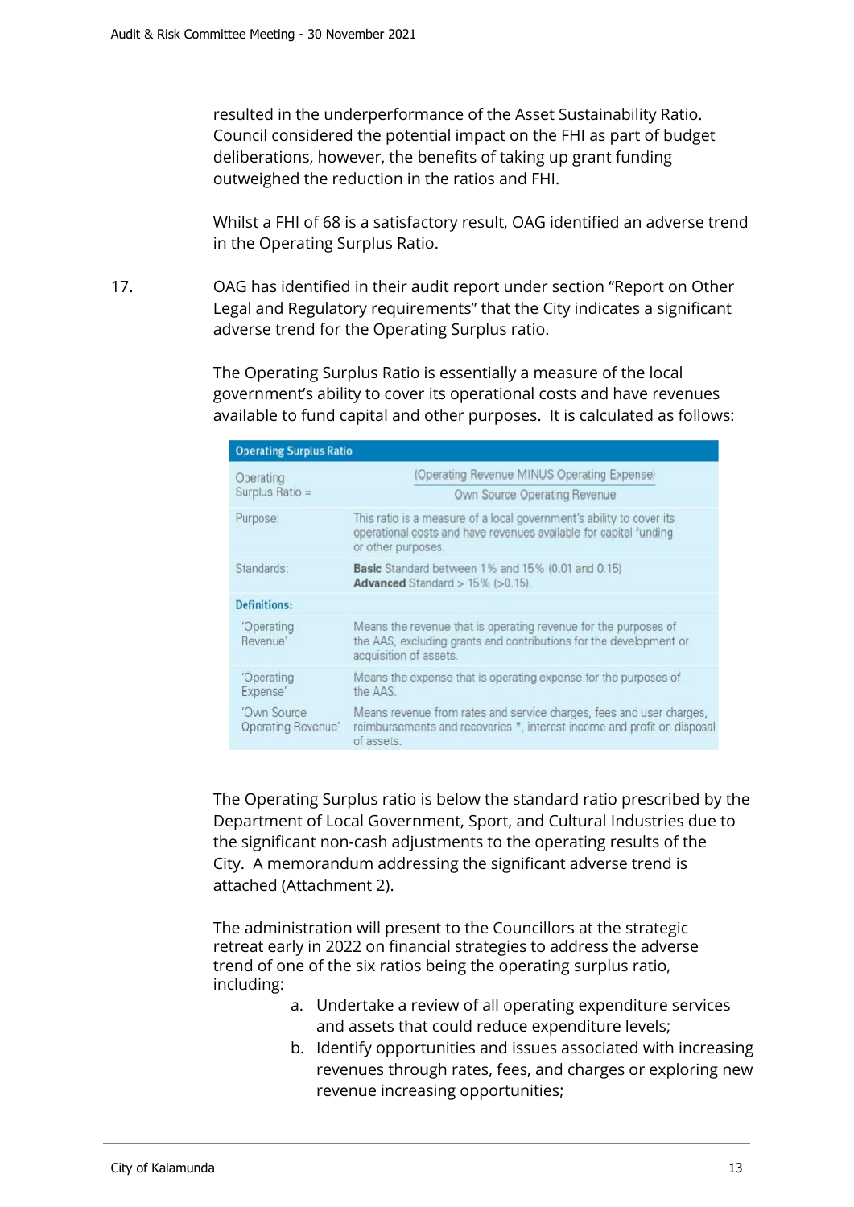resulted in the underperformance of the Asset Sustainability Ratio. Council considered the potential impact on the FHI as part of budget deliberations, however, the benefits of taking up grant funding outweighed the reduction in the ratios and FHI.

Whilst a FHI of 68 is a satisfactory result, OAG identified an adverse trend in the Operating Surplus Ratio.

17. OAG has identified in their audit report under section "Report on Other Legal and Regulatory requirements" that the City indicates a significant adverse trend for the Operating Surplus ratio.

The Operating Surplus Ratio is essentially a measure of the local government's ability to cover its operational costs and have revenues available to fund capital and other purposes. It is calculated as follows:

| Operating Surplus Ratio | |
|---|---|
| Operating Surplus Ratio = | $\frac{\text{(Operating Revenue MINUS Operating Expense)}}{\text{Own Source Operating Revenue}}$ |
| Purpose: | This ratio is a measure of a local government's ability to cover its operational costs and have revenues available for capital funding or other purposes. |
| Standards: | **Basic** Standard between 1% and 15% (0.01 and 0.15)<br>**Advanced** Standard > 15% (>0.15). |
| **Definitions:** | |
| 'Operating Revenue' | Means the revenue that is operating revenue for the purposes of the AAS, excluding grants and contributions for the development or acquisition of assets. |
| 'Operating Expense' | Means the expense that is operating expense for the purposes of the AAS. |
| 'Own Source Operating Revenue' | Means revenue from rates and service charges, fees and user charges, reimbursements and recoveries *, interest income and profit on disposal of assets. |

The Operating Surplus ratio is below the standard ratio prescribed by the Department of Local Government, Sport, and Cultural Industries due to the significant non-cash adjustments to the operating results of the City. A memorandum addressing the significant adverse trend is attached (Attachment 2).

The administration will present to the Councillors at the strategic retreat early in 2022 on financial strategies to address the adverse trend of one of the six ratios being the operating surplus ratio, including:

a. Undertake a review of all operating expenditure services and assets that could reduce expenditure levels;
b. Identify opportunities and issues associated with increasing revenues through rates, fees, and charges or exploring new revenue increasing opportunities;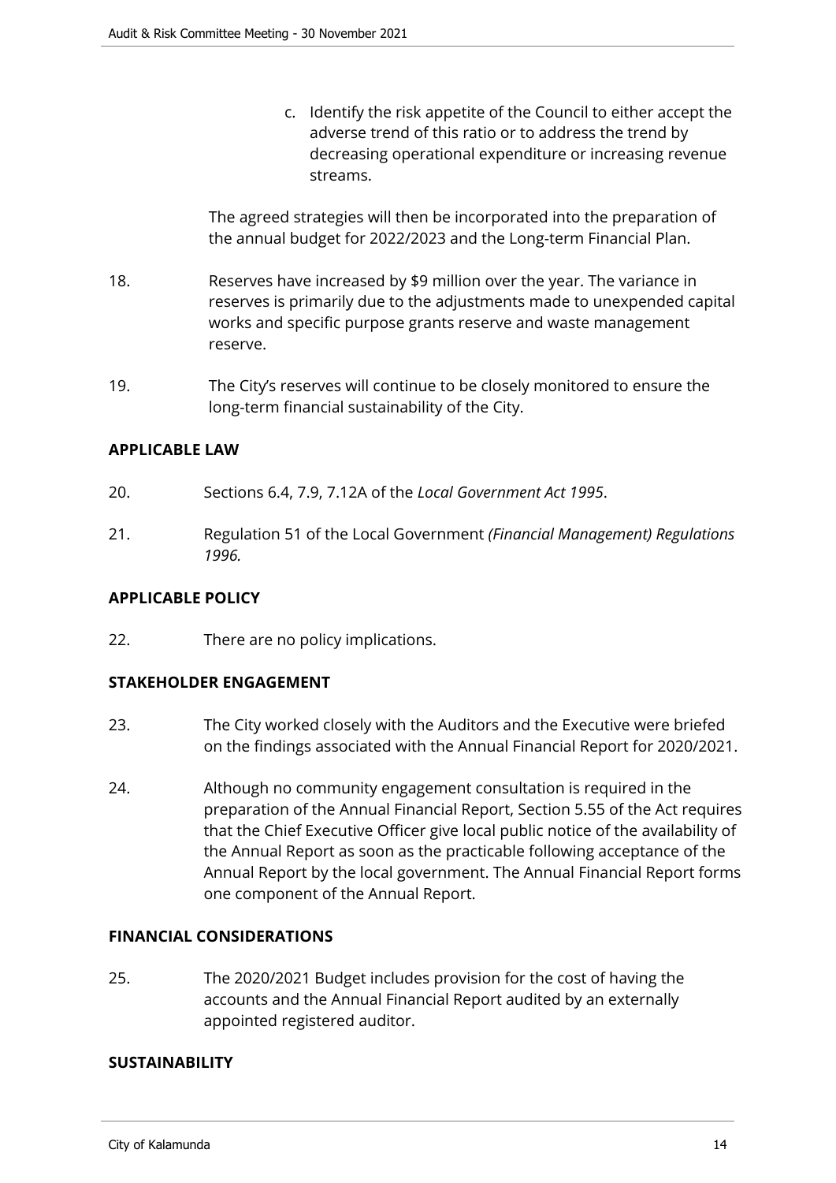c. Identify the risk appetite of the Council to either accept the adverse trend of this ratio or to address the trend by decreasing operational expenditure or increasing revenue streams.

The agreed strategies will then be incorporated into the preparation of the annual budget for 2022/2023 and the Long-term Financial Plan.

18. Reserves have increased by $9 million over the year. The variance in reserves is primarily due to the adjustments made to unexpended capital works and specific purpose grants reserve and waste management reserve.

19. The City's reserves will continue to be closely monitored to ensure the long-term financial sustainability of the City.

**APPLICABLE LAW**

20. Sections 6.4, 7.9, 7.12A of the *Local Government Act 1995*.

21. Regulation 51 of the Local Government *(Financial Management) Regulations 1996.*

**APPLICABLE POLICY**

22. There are no policy implications.

**STAKEHOLDER ENGAGEMENT**

23. The City worked closely with the Auditors and the Executive were briefed on the findings associated with the Annual Financial Report for 2020/2021.

24. Although no community engagement consultation is required in the preparation of the Annual Financial Report, Section 5.55 of the Act requires that the Chief Executive Officer give local public notice of the availability of the Annual Report as soon as the practicable following acceptance of the Annual Report by the local government. The Annual Financial Report forms one component of the Annual Report.

**FINANCIAL CONSIDERATIONS**

25. The 2020/2021 Budget includes provision for the cost of having the accounts and the Annual Financial Report audited by an externally appointed registered auditor.

**SUSTAINABILITY**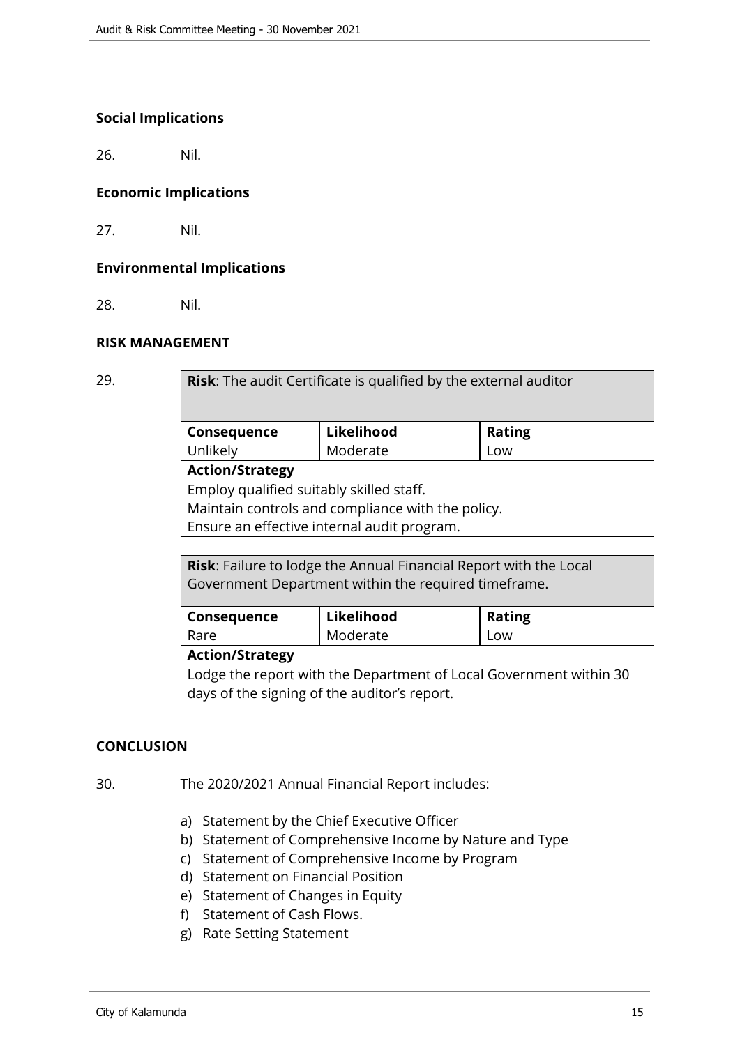**Social Implications**

26. Nil.

**Economic Implications**

27. Nil.

**Environmental Implications**

28. Nil.

**RISK MANAGEMENT**

29.

| **Risk**: The audit Certificate is qualified by the external auditor | | |
|---|---|---|
| **Consequence** | **Likelihood** | **Rating** |
| Unlikely | Moderate | Low |
| **Action/Strategy** | | |
| Employ qualified suitably skilled staff.<br>Maintain controls and compliance with the policy.<br>Ensure an effective internal audit program. | | |

| **Risk**: Failure to lodge the Annual Financial Report with the Local Government Department within the required timeframe. | | |
|---|---|---|
| **Consequence** | **Likelihood** | **Rating** |
| Rare | Moderate | Low |
| **Action/Strategy** | | |
| Lodge the report with the Department of Local Government within 30 days of the signing of the auditor's report. | | |

**CONCLUSION**

30. The 2020/2021 Annual Financial Report includes:

a) Statement by the Chief Executive Officer
b) Statement of Comprehensive Income by Nature and Type
c) Statement of Comprehensive Income by Program
d) Statement on Financial Position
e) Statement of Changes in Equity
f) Statement of Cash Flows.
g) Rate Setting Statement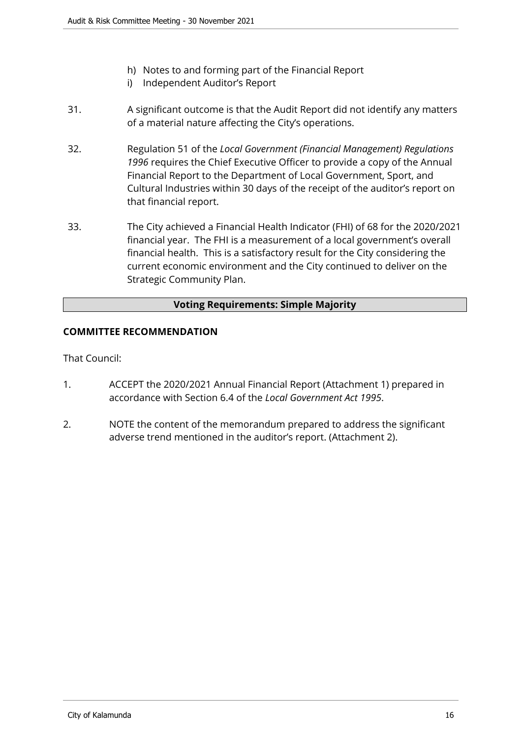h) Notes to and forming part of the Financial Report
i) Independent Auditor's Report

31. A significant outcome is that the Audit Report did not identify any matters of a material nature affecting the City's operations.

32. Regulation 51 of the *Local Government (Financial Management) Regulations 1996* requires the Chief Executive Officer to provide a copy of the Annual Financial Report to the Department of Local Government, Sport, and Cultural Industries within 30 days of the receipt of the auditor's report on that financial report.

33. The City achieved a Financial Health Indicator (FHI) of 68 for the 2020/2021 financial year. The FHI is a measurement of a local government's overall financial health. This is a satisfactory result for the City considering the current economic environment and the City continued to deliver on the Strategic Community Plan.

| **Voting Requirements: Simple Majority** |
| --- |

**COMMITTEE RECOMMENDATION**

That Council:

1. ACCEPT the 2020/2021 Annual Financial Report (Attachment 1) prepared in accordance with Section 6.4 of the *Local Government Act 1995*.

2. NOTE the content of the memorandum prepared to address the significant adverse trend mentioned in the auditor's report. (Attachment 2).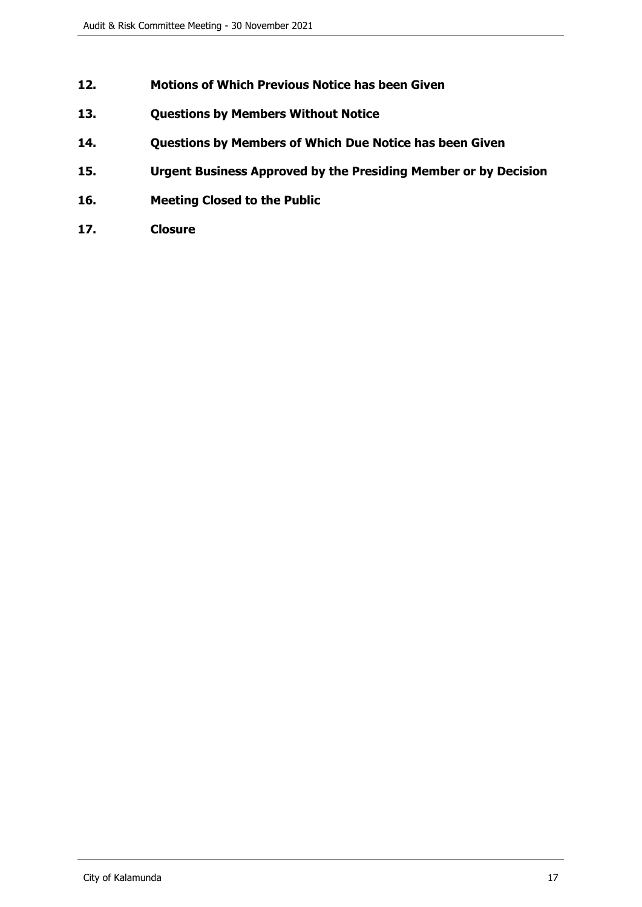## 12. Motions of Which Previous Notice has been Given

## 13. Questions by Members Without Notice

## 14. Questions by Members of Which Due Notice has been Given

## 15. Urgent Business Approved by the Presiding Member or by Decision

## 16. Meeting Closed to the Public

## 17. Closure